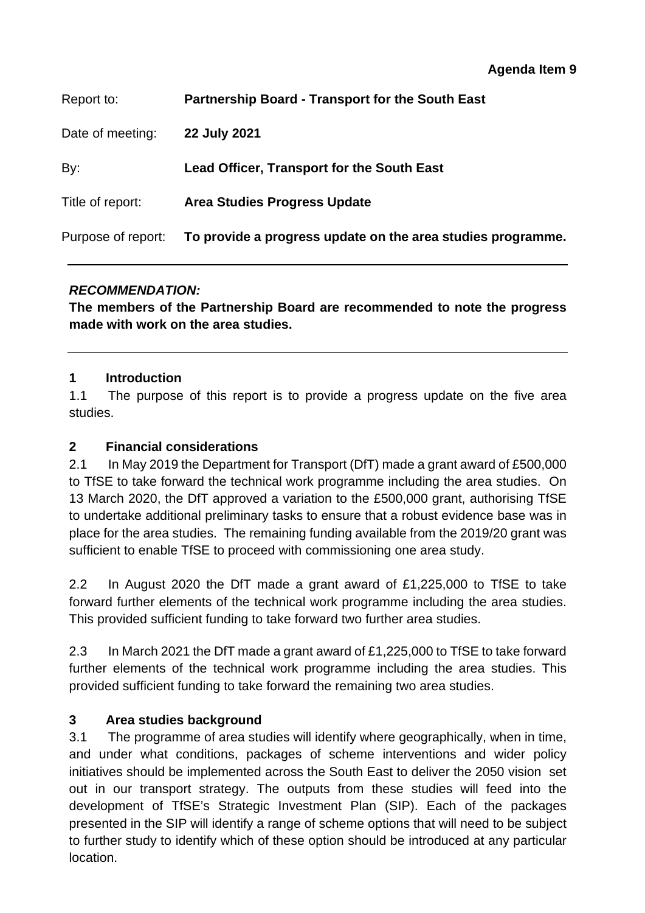**Agenda Item 9**

| | |
|---|---|
| Report to: | **Partnership Board - Transport for the South East** |
| Date of meeting: | **22 July 2021** |
| By: | **Lead Officer, Transport for the South East** |
| Title of report: | **Area Studies Progress Update** |
| Purpose of report: | **To provide a progress update on the area studies programme.** |

---

***RECOMMENDATION:***

**The members of the Partnership Board are recommended to note the progress made with work on the area studies.**

---

## 1 Introduction

1.1 The purpose of this report is to provide a progress update on the five area studies.

## 2 Financial considerations

2.1 In May 2019 the Department for Transport (DfT) made a grant award of £500,000 to TfSE to take forward the technical work programme including the area studies. On 13 March 2020, the DfT approved a variation to the £500,000 grant, authorising TfSE to undertake additional preliminary tasks to ensure that a robust evidence base was in place for the area studies. The remaining funding available from the 2019/20 grant was sufficient to enable TfSE to proceed with commissioning one area study.

2.2 In August 2020 the DfT made a grant award of £1,225,000 to TfSE to take forward further elements of the technical work programme including the area studies. This provided sufficient funding to take forward two further area studies.

2.3 In March 2021 the DfT made a grant award of £1,225,000 to TfSE to take forward further elements of the technical work programme including the area studies. This provided sufficient funding to take forward the remaining two area studies.

## 3 Area studies background

3.1 The programme of area studies will identify where geographically, when in time, and under what conditions, packages of scheme interventions and wider policy initiatives should be implemented across the South East to deliver the 2050 vision set out in our transport strategy. The outputs from these studies will feed into the development of TfSE's Strategic Investment Plan (SIP). Each of the packages presented in the SIP will identify a range of scheme options that will need to be subject to further study to identify which of these option should be introduced at any particular location.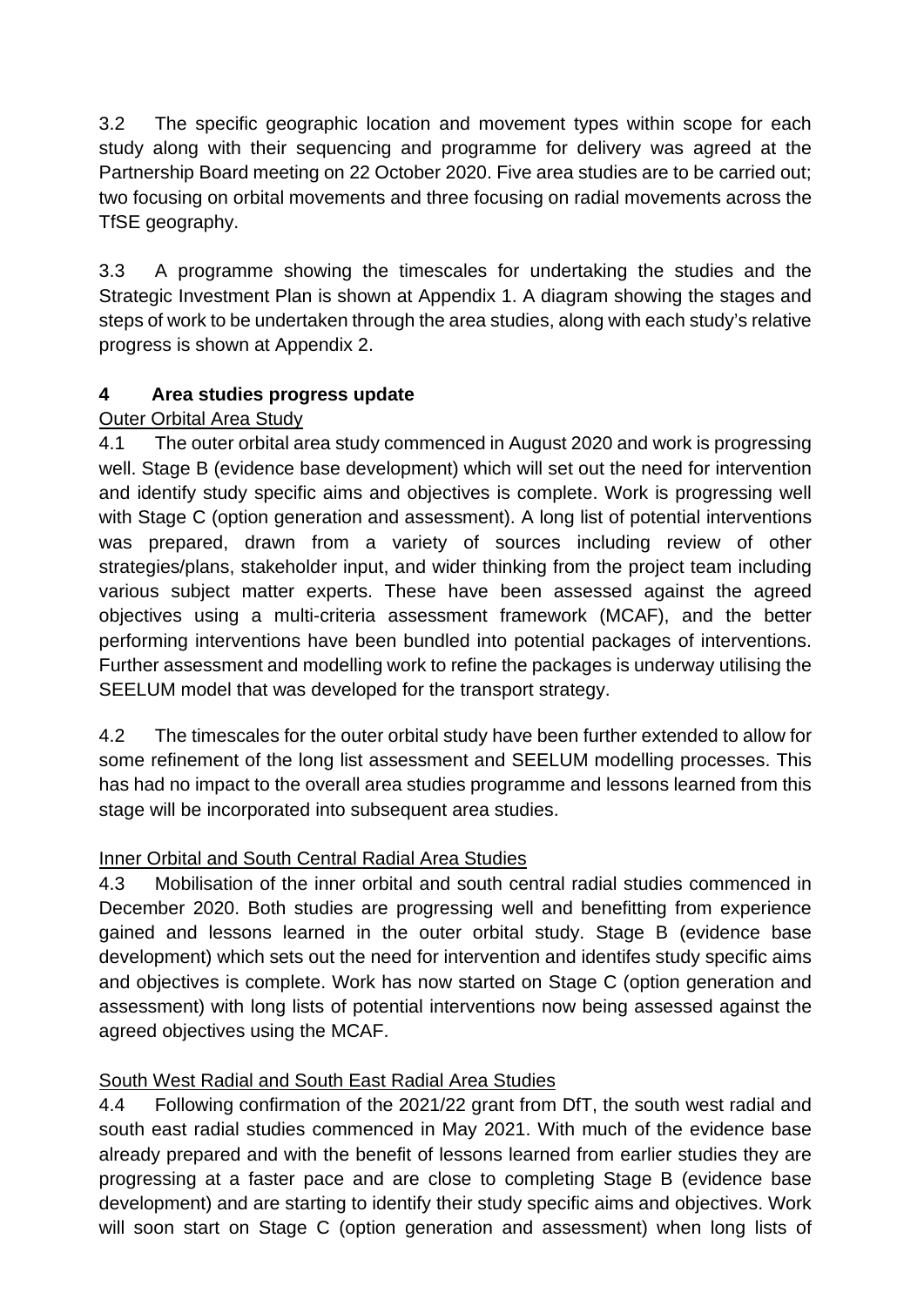3.2 The specific geographic location and movement types within scope for each study along with their sequencing and programme for delivery was agreed at the Partnership Board meeting on 22 October 2020. Five area studies are to be carried out; two focusing on orbital movements and three focusing on radial movements across the TfSE geography.

3.3 A programme showing the timescales for undertaking the studies and the Strategic Investment Plan is shown at Appendix 1. A diagram showing the stages and steps of work to be undertaken through the area studies, along with each study's relative progress is shown at Appendix 2.

## 4 Area studies progress update

Outer Orbital Area Study

4.1 The outer orbital area study commenced in August 2020 and work is progressing well. Stage B (evidence base development) which will set out the need for intervention and identify study specific aims and objectives is complete. Work is progressing well with Stage C (option generation and assessment). A long list of potential interventions was prepared, drawn from a variety of sources including review of other strategies/plans, stakeholder input, and wider thinking from the project team including various subject matter experts. These have been assessed against the agreed objectives using a multi-criteria assessment framework (MCAF), and the better performing interventions have been bundled into potential packages of interventions. Further assessment and modelling work to refine the packages is underway utilising the SEELUM model that was developed for the transport strategy.

4.2 The timescales for the outer orbital study have been further extended to allow for some refinement of the long list assessment and SEELUM modelling processes. This has had no impact to the overall area studies programme and lessons learned from this stage will be incorporated into subsequent area studies.

Inner Orbital and South Central Radial Area Studies

4.3 Mobilisation of the inner orbital and south central radial studies commenced in December 2020. Both studies are progressing well and benefitting from experience gained and lessons learned in the outer orbital study. Stage B (evidence base development) which sets out the need for intervention and identifes study specific aims and objectives is complete. Work has now started on Stage C (option generation and assessment) with long lists of potential interventions now being assessed against the agreed objectives using the MCAF.

South West Radial and South East Radial Area Studies

4.4 Following confirmation of the 2021/22 grant from DfT, the south west radial and south east radial studies commenced in May 2021. With much of the evidence base already prepared and with the benefit of lessons learned from earlier studies they are progressing at a faster pace and are close to completing Stage B (evidence base development) and are starting to identify their study specific aims and objectives. Work will soon start on Stage C (option generation and assessment) when long lists of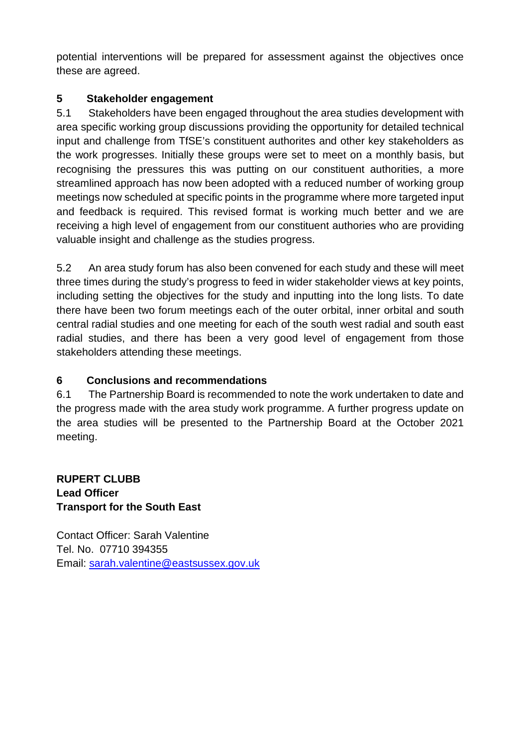potential interventions will be prepared for assessment against the objectives once these are agreed.

## 5 Stakeholder engagement

5.1 Stakeholders have been engaged throughout the area studies development with area specific working group discussions providing the opportunity for detailed technical input and challenge from TfSE's constituent authorites and other key stakeholders as the work progresses. Initially these groups were set to meet on a monthly basis, but recognising the pressures this was putting on our constituent authorities, a more streamlined approach has now been adopted with a reduced number of working group meetings now scheduled at specific points in the programme where more targeted input and feedback is required. This revised format is working much better and we are receiving a high level of engagement from our constituent authories who are providing valuable insight and challenge as the studies progress.

5.2 An area study forum has also been convened for each study and these will meet three times during the study's progress to feed in wider stakeholder views at key points, including setting the objectives for the study and inputting into the long lists. To date there have been two forum meetings each of the outer orbital, inner orbital and south central radial studies and one meeting for each of the south west radial and south east radial studies, and there has been a very good level of engagement from those stakeholders attending these meetings.

## 6 Conclusions and recommendations

6.1 The Partnership Board is recommended to note the work undertaken to date and the progress made with the area study work programme. A further progress update on the area studies will be presented to the Partnership Board at the October 2021 meeting.

**RUPERT CLUBB**
**Lead Officer**
**Transport for the South East**

Contact Officer: Sarah Valentine
Tel. No. 07710 394355
Email: sarah.valentine@eastsussex.gov.uk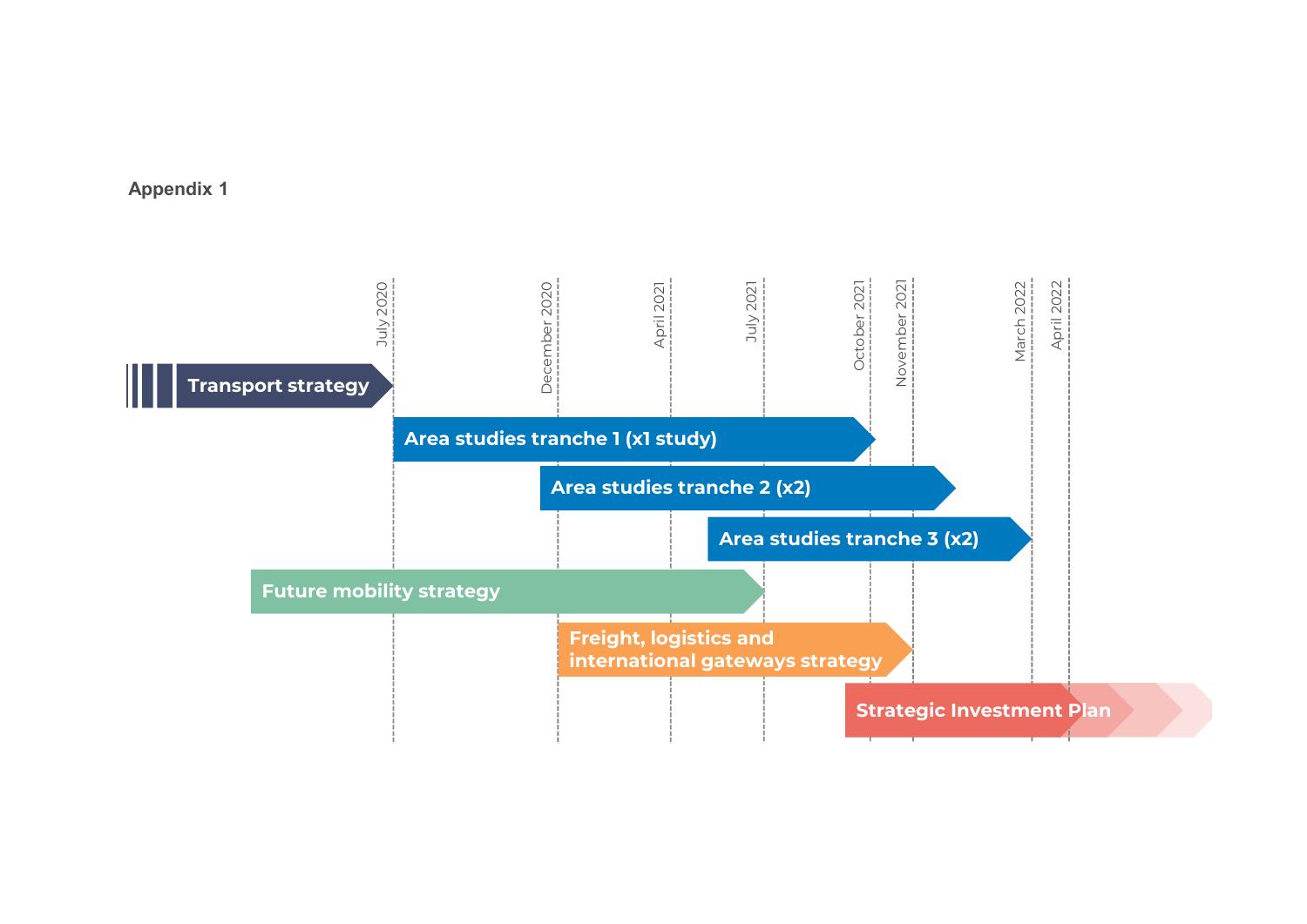**Appendix 1**

July 2020

December 2020

April 2021

July 2021

October 2021

November 2021

March 2022

April 2022

Transport strategy

Area studies tranche 1 (x1 study)

Area studies tranche 2 (x2)

Area studies tranche 3 (x2)

Future mobility strategy

Freight, logistics and international gateways strategy

Strategic Investment Plan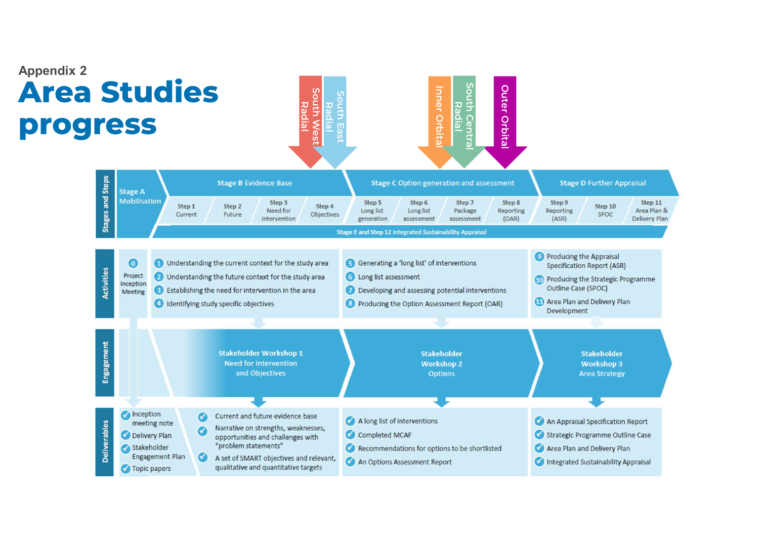Appendix 2

# Area Studies progress

South West Radial

South East Radial

Inner Orbital

South Central Radial

Outer Orbital

**Stages and Steps**

Stage A Mobilisation

Stage B Evidence Base

Step 1 Current

Step 2 Future

Step 3 Need for intervention

Step 4 Objectives

Stage C Option generation and assessment

Step 5 Long list generation

Step 6 Long list assessment

Step 7 Package assessment

Step 8 Reporting (OAR)

Stage D Further Appraisal

Step 9 Reporting (ASR)

Step 10 SPOC

Step 11 Area Plan & Delivery Plan

Stage E and Step 12 Integrated Sustainability Appraisal

**Activities**

0 Project Inception Meeting

1 Understanding the current context for the study area

2 Understanding the future context for the study area

3 Establishing the need for intervention in the area

4 Identifying study specific objectives

5 Generating a 'long list' of interventions

6 Long list assessment

7 Developing and assessing potential interventions

8 Producing the Option Assessment Report (OAR)

9 Producing the Appraisal Specification Report (ASR)

10 Producing the Strategic Programme Outline Case (SPOC)

11 Area Plan and Delivery Plan Development

**Engagement**

Stakeholder Workshop 1 Need for Intervention and Objectives

Stakeholder Workshop 2 Options

Stakeholder Workshop 3 Area Strategy

**Deliverables**

- Inception meeting note
- Delivery Plan
- Stakeholder Engagement Plan
- Topic papers

- Current and future evidence base
- Narrative on strengths, weaknesses, opportunities and challenges with "problem statements"
- A set of SMART objectives and relevant, qualitative and quantitative targets

- A long list of interventions
- Completed MCAF
- Recommendations for options to be shortlisted
- An Options Assessment Report

- An Appraisal Specification Report
- Strategic Programme Outline Case
- Area Plan and Delivery Plan
- Integrated Sustainability Appraisal